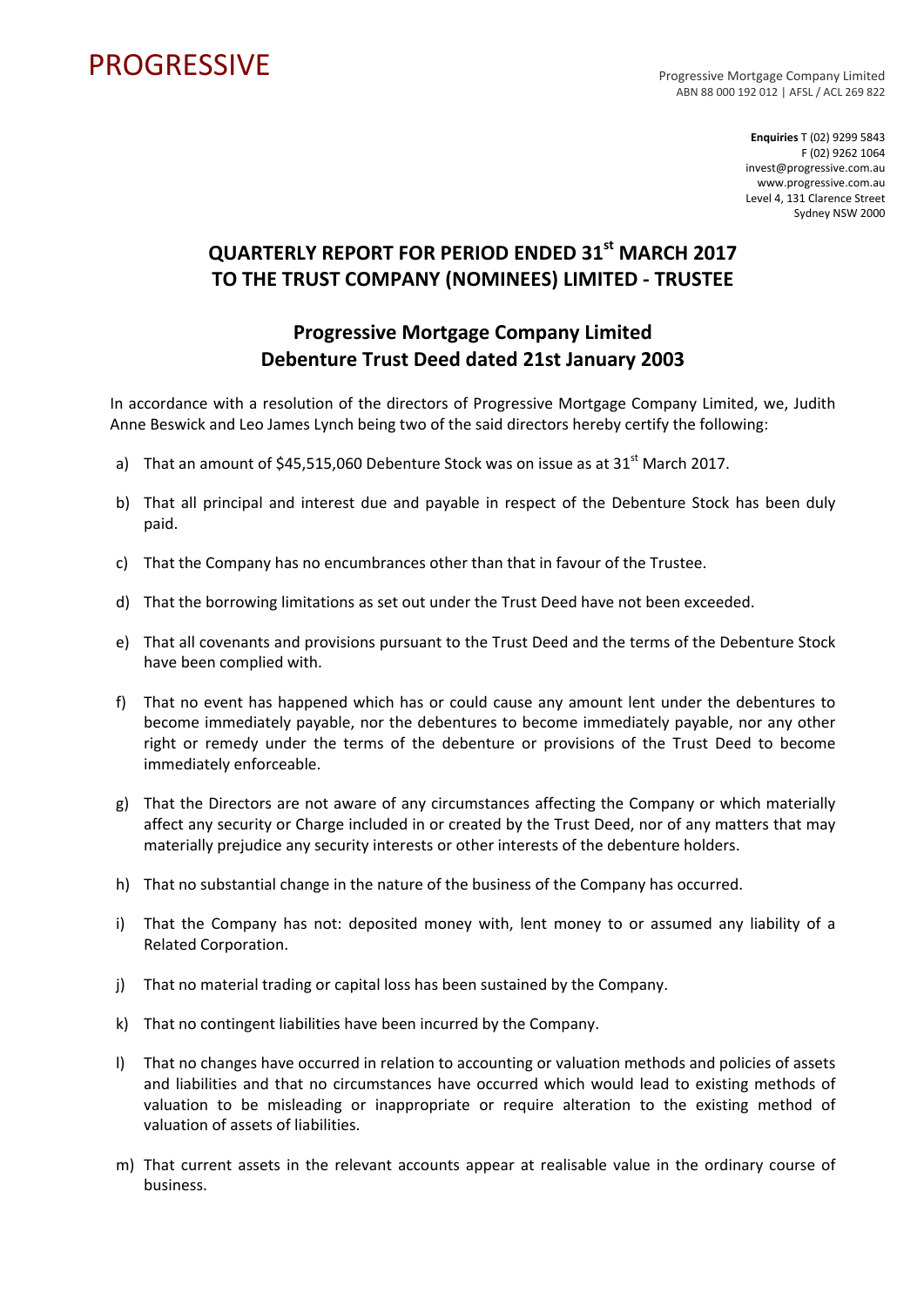PROGRESSIVE

Progressive Mortgage Company Limited
ABN 88 000 192 012 | AFSL / ACL 269 822

**Enquiries** T (02) 9299 5843
F (02) 9262 1064
invest@progressive.com.au
www.progressive.com.au
Level 4, 131 Clarence Street
Sydney NSW 2000

# QUARTERLY REPORT FOR PERIOD ENDED 31st MARCH 2017 TO THE TRUST COMPANY (NOMINEES) LIMITED - TRUSTEE

## Progressive Mortgage Company Limited Debenture Trust Deed dated 21st January 2003

In accordance with a resolution of the directors of Progressive Mortgage Company Limited, we, Judith Anne Beswick and Leo James Lynch being two of the said directors hereby certify the following:

a) That an amount of $45,515,060 Debenture Stock was on issue as at 31st March 2017.

b) That all principal and interest due and payable in respect of the Debenture Stock has been duly paid.

c) That the Company has no encumbrances other than that in favour of the Trustee.

d) That the borrowing limitations as set out under the Trust Deed have not been exceeded.

e) That all covenants and provisions pursuant to the Trust Deed and the terms of the Debenture Stock have been complied with.

f) That no event has happened which has or could cause any amount lent under the debentures to become immediately payable, nor the debentures to become immediately payable, nor any other right or remedy under the terms of the debenture or provisions of the Trust Deed to become immediately enforceable.

g) That the Directors are not aware of any circumstances affecting the Company or which materially affect any security or Charge included in or created by the Trust Deed, nor of any matters that may materially prejudice any security interests or other interests of the debenture holders.

h) That no substantial change in the nature of the business of the Company has occurred.

i) That the Company has not: deposited money with, lent money to or assumed any liability of a Related Corporation.

j) That no material trading or capital loss has been sustained by the Company.

k) That no contingent liabilities have been incurred by the Company.

l) That no changes have occurred in relation to accounting or valuation methods and policies of assets and liabilities and that no circumstances have occurred which would lead to existing methods of valuation to be misleading or inappropriate or require alteration to the existing method of valuation of assets of liabilities.

m) That current assets in the relevant accounts appear at realisable value in the ordinary course of business.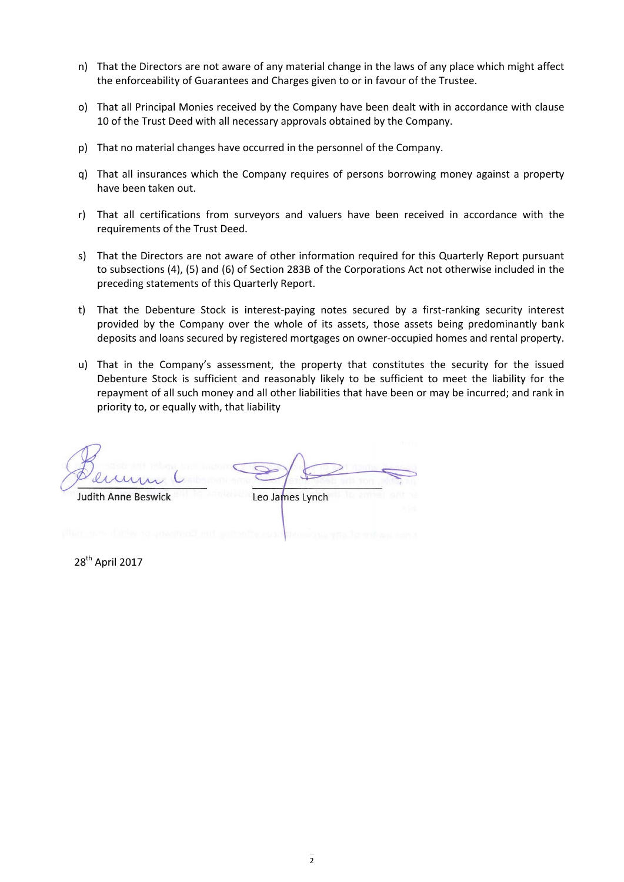n) That the Directors are not aware of any material change in the laws of any place which might affect the enforceability of Guarantees and Charges given to or in favour of the Trustee.

o) That all Principal Monies received by the Company have been dealt with in accordance with clause 10 of the Trust Deed with all necessary approvals obtained by the Company.

p) That no material changes have occurred in the personnel of the Company.

q) That all insurances which the Company requires of persons borrowing money against a property have been taken out.

r) That all certifications from surveyors and valuers have been received in accordance with the requirements of the Trust Deed.

s) That the Directors are not aware of other information required for this Quarterly Report pursuant to subsections (4), (5) and (6) of Section 283B of the Corporations Act not otherwise included in the preceding statements of this Quarterly Report.

t) That the Debenture Stock is interest-paying notes secured by a first-ranking security interest provided by the Company over the whole of its assets, those assets being predominantly bank deposits and loans secured by registered mortgages on owner-occupied homes and rental property.

u) That in the Company's assessment, the property that constitutes the security for the issued Debenture Stock is sufficient and reasonably likely to be sufficient to meet the liability for the repayment of all such money and all other liabilities that have been or may be incurred; and rank in priority to, or equally with, that liability

Judith Anne Beswick

Leo James Lynch

28th April 2017